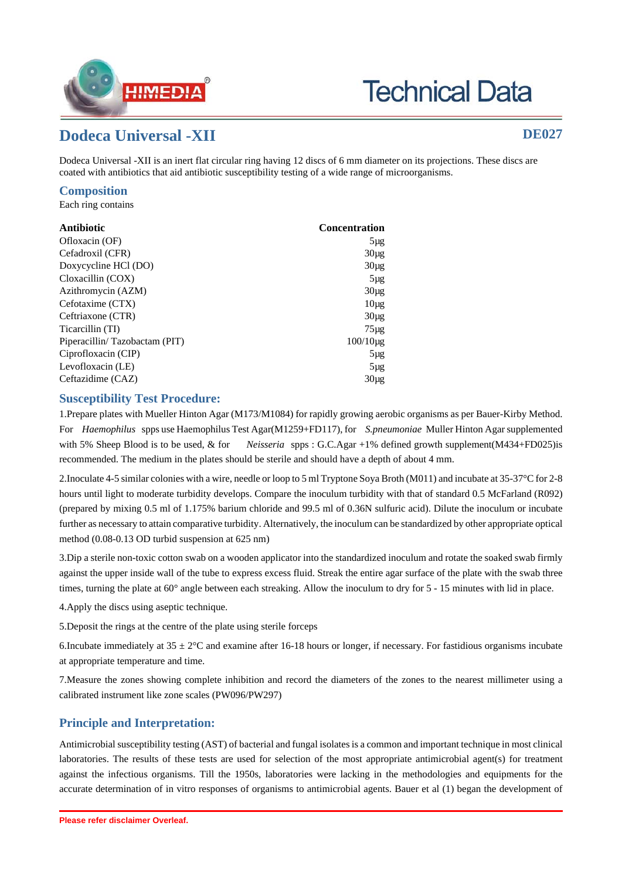# Dodeca Universal -XII

**DE027**

Dodeca Universal -XII is an inert flat circular ring having 12 discs of 6 mm diameter on its projections. These discs are coated with antibiotics that aid antibiotic susceptibility testing of a wide range of microorganisms.

## Composition

Each ring contains

| Antibiotic | Concentration |
|---|---|
| Ofloxacin (OF) | 5µg |
| Cefadroxil (CFR) | 30µg |
| Doxycycline HCl (DO) | 30µg |
| Cloxacillin (COX) | 5µg |
| Azithromycin (AZM) | 30µg |
| Cefotaxime (CTX) | 10µg |
| Ceftriaxone (CTR) | 30µg |
| Ticarcillin (TI) | 75µg |
| Piperacillin/ Tazobactam (PIT) | 100/10µg |
| Ciprofloxacin (CIP) | 5µg |
| Levofloxacin (LE) | 5µg |
| Ceftazidime (CAZ) | 30µg |

## Susceptibility Test Procedure:

1.Prepare plates with Mueller Hinton Agar (M173/M1084) for rapidly growing aerobic organisms as per Bauer-Kirby Method. For *Haemophilus* spps use Haemophilus Test Agar(M1259+FD117), for *S.pneumoniae* Muller Hinton Agar supplemented with 5% Sheep Blood is to be used, & for *Neisseria* spps : G.C.Agar +1% defined growth supplement(M434+FD025)is recommended. The medium in the plates should be sterile and should have a depth of about 4 mm.

2.Inoculate 4-5 similar colonies with a wire, needle or loop to 5 ml Tryptone Soya Broth (M011) and incubate at 35-37°C for 2-8 hours until light to moderate turbidity develops. Compare the inoculum turbidity with that of standard 0.5 McFarland (R092) (prepared by mixing 0.5 ml of 1.175% barium chloride and 99.5 ml of 0.36N sulfuric acid). Dilute the inoculum or incubate further as necessary to attain comparative turbidity. Alternatively, the inoculum can be standardized by other appropriate optical method (0.08-0.13 OD turbid suspension at 625 nm)

3.Dip a sterile non-toxic cotton swab on a wooden applicator into the standardized inoculum and rotate the soaked swab firmly against the upper inside wall of the tube to express excess fluid. Streak the entire agar surface of the plate with the swab three times, turning the plate at 60° angle between each streaking. Allow the inoculum to dry for 5 - 15 minutes with lid in place.

4.Apply the discs using aseptic technique.

5.Deposit the rings at the centre of the plate using sterile forceps

6.Incubate immediately at 35 ± 2°C and examine after 16-18 hours or longer, if necessary. For fastidious organisms incubate at appropriate temperature and time.

7.Measure the zones showing complete inhibition and record the diameters of the zones to the nearest millimeter using a calibrated instrument like zone scales (PW096/PW297)

## Principle and Interpretation:

Antimicrobial susceptibility testing (AST) of bacterial and fungal isolates is a common and important technique in most clinical laboratories. The results of these tests are used for selection of the most appropriate antimicrobial agent(s) for treatment against the infectious organisms. Till the 1950s, laboratories were lacking in the methodologies and equipments for the accurate determination of in vitro responses of organisms to antimicrobial agents. Bauer et al (1) began the development of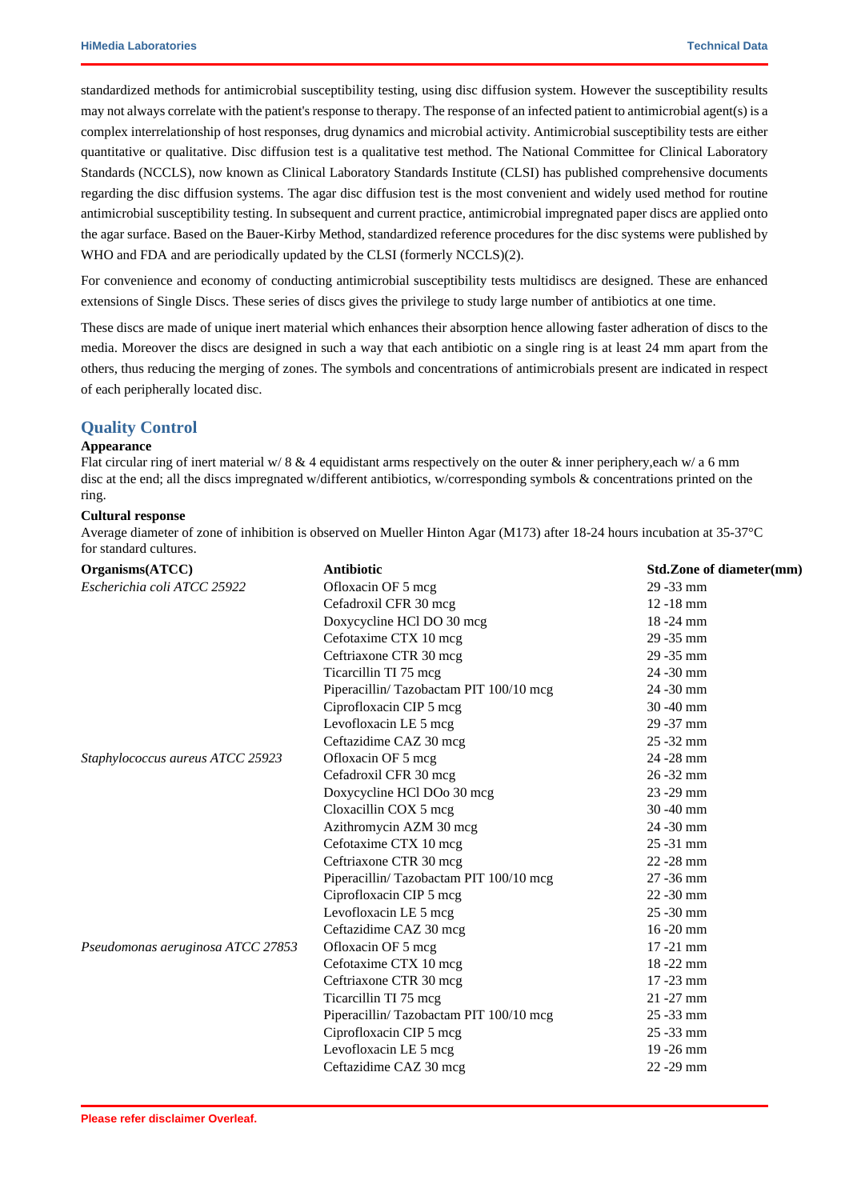standardized methods for antimicrobial susceptibility testing, using disc diffusion system. However the susceptibility results may not always correlate with the patient's response to therapy. The response of an infected patient to antimicrobial agent(s) is a complex interrelationship of host responses, drug dynamics and microbial activity. Antimicrobial susceptibility tests are either quantitative or qualitative. Disc diffusion test is a qualitative test method. The National Committee for Clinical Laboratory Standards (NCCLS), now known as Clinical Laboratory Standards Institute (CLSI) has published comprehensive documents regarding the disc diffusion systems. The agar disc diffusion test is the most convenient and widely used method for routine antimicrobial susceptibility testing. In subsequent and current practice, antimicrobial impregnated paper discs are applied onto the agar surface. Based on the Bauer-Kirby Method, standardized reference procedures for the disc systems were published by WHO and FDA and are periodically updated by the CLSI (formerly NCCLS)(2).

For convenience and economy of conducting antimicrobial susceptibility tests multidiscs are designed. These are enhanced extensions of Single Discs. These series of discs gives the privilege to study large number of antibiotics at one time.

These discs are made of unique inert material which enhances their absorption hence allowing faster adheration of discs to the media. Moreover the discs are designed in such a way that each antibiotic on a single ring is at least 24 mm apart from the others, thus reducing the merging of zones. The symbols and concentrations of antimicrobials present are indicated in respect of each peripherally located disc.

## Quality Control

**Appearance**

Flat circular ring of inert material w/ 8 & 4 equidistant arms respectively on the outer & inner periphery,each w/ a 6 mm disc at the end; all the discs impregnated w/different antibiotics, w/corresponding symbols & concentrations printed on the ring.

**Cultural response**

Average diameter of zone of inhibition is observed on Mueller Hinton Agar (M173) after 18-24 hours incubation at 35-37°C for standard cultures.

| Organisms(ATCC) | Antibiotic | Std.Zone of diameter(mm) |
|---|---|---|
| *Escherichia coli ATCC 25922* | Ofloxacin OF 5 mcg | 29 -33 mm |
| | Cefadroxil CFR 30 mcg | 12 -18 mm |
| | Doxycycline HCl DO 30 mcg | 18 -24 mm |
| | Cefotaxime CTX 10 mcg | 29 -35 mm |
| | Ceftriaxone CTR 30 mcg | 29 -35 mm |
| | Ticarcillin TI 75 mcg | 24 -30 mm |
| | Piperacillin/ Tazobactam PIT 100/10 mcg | 24 -30 mm |
| | Ciprofloxacin CIP 5 mcg | 30 -40 mm |
| | Levofloxacin LE 5 mcg | 29 -37 mm |
| | Ceftazidime CAZ 30 mcg | 25 -32 mm |
| *Staphylococcus aureus ATCC 25923* | Ofloxacin OF 5 mcg | 24 -28 mm |
| | Cefadroxil CFR 30 mcg | 26 -32 mm |
| | Doxycycline HCl DOo 30 mcg | 23 -29 mm |
| | Cloxacillin COX 5 mcg | 30 -40 mm |
| | Azithromycin AZM 30 mcg | 24 -30 mm |
| | Cefotaxime CTX 10 mcg | 25 -31 mm |
| | Ceftriaxone CTR 30 mcg | 22 -28 mm |
| | Piperacillin/ Tazobactam PIT 100/10 mcg | 27 -36 mm |
| | Ciprofloxacin CIP 5 mcg | 22 -30 mm |
| | Levofloxacin LE 5 mcg | 25 -30 mm |
| | Ceftazidime CAZ 30 mcg | 16 -20 mm |
| *Pseudomonas aeruginosa ATCC 27853* | Ofloxacin OF 5 mcg | 17 -21 mm |
| | Cefotaxime CTX 10 mcg | 18 -22 mm |
| | Ceftriaxone CTR 30 mcg | 17 -23 mm |
| | Ticarcillin TI 75 mcg | 21 -27 mm |
| | Piperacillin/ Tazobactam PIT 100/10 mcg | 25 -33 mm |
| | Ciprofloxacin CIP 5 mcg | 25 -33 mm |
| | Levofloxacin LE 5 mcg | 19 -26 mm |
| | Ceftazidime CAZ 30 mcg | 22 -29 mm |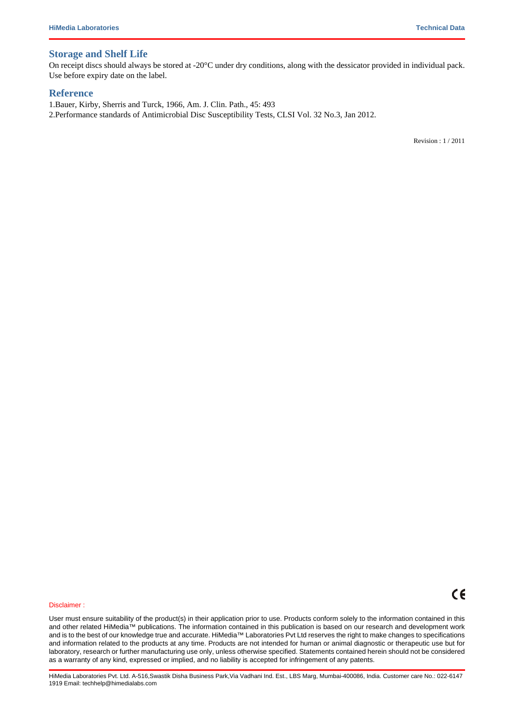## Storage and Shelf Life

On receipt discs should always be stored at -20°C under dry conditions, along with the dessicator provided in individual pack. Use before expiry date on the label.

## Reference

1.Bauer, Kirby, Sherris and Turck, 1966, Am. J. Clin. Path., 45: 493

2.Performance standards of Antimicrobial Disc Susceptibility Tests, CLSI Vol. 32 No.3, Jan 2012.

Revision : 1 / 2011

CE

Disclaimer :

User must ensure suitability of the product(s) in their application prior to use. Products conform solely to the information contained in this and other related HiMedia™ publications. The information contained in this publication is based on our research and development work and is to the best of our knowledge true and accurate. HiMedia™ Laboratories Pvt Ltd reserves the right to make changes to specifications and information related to the products at any time. Products are not intended for human or animal diagnostic or therapeutic use but for laboratory, research or further manufacturing use only, unless otherwise specified. Statements contained herein should not be considered as a warranty of any kind, expressed or implied, and no liability is accepted for infringement of any patents.

HiMedia Laboratories Pvt. Ltd. A-516,Swastik Disha Business Park,Via Vadhani Ind. Est., LBS Marg, Mumbai-400086, India. Customer care No.: 022-6147 1919 Email: techhelp@himedialabs.com